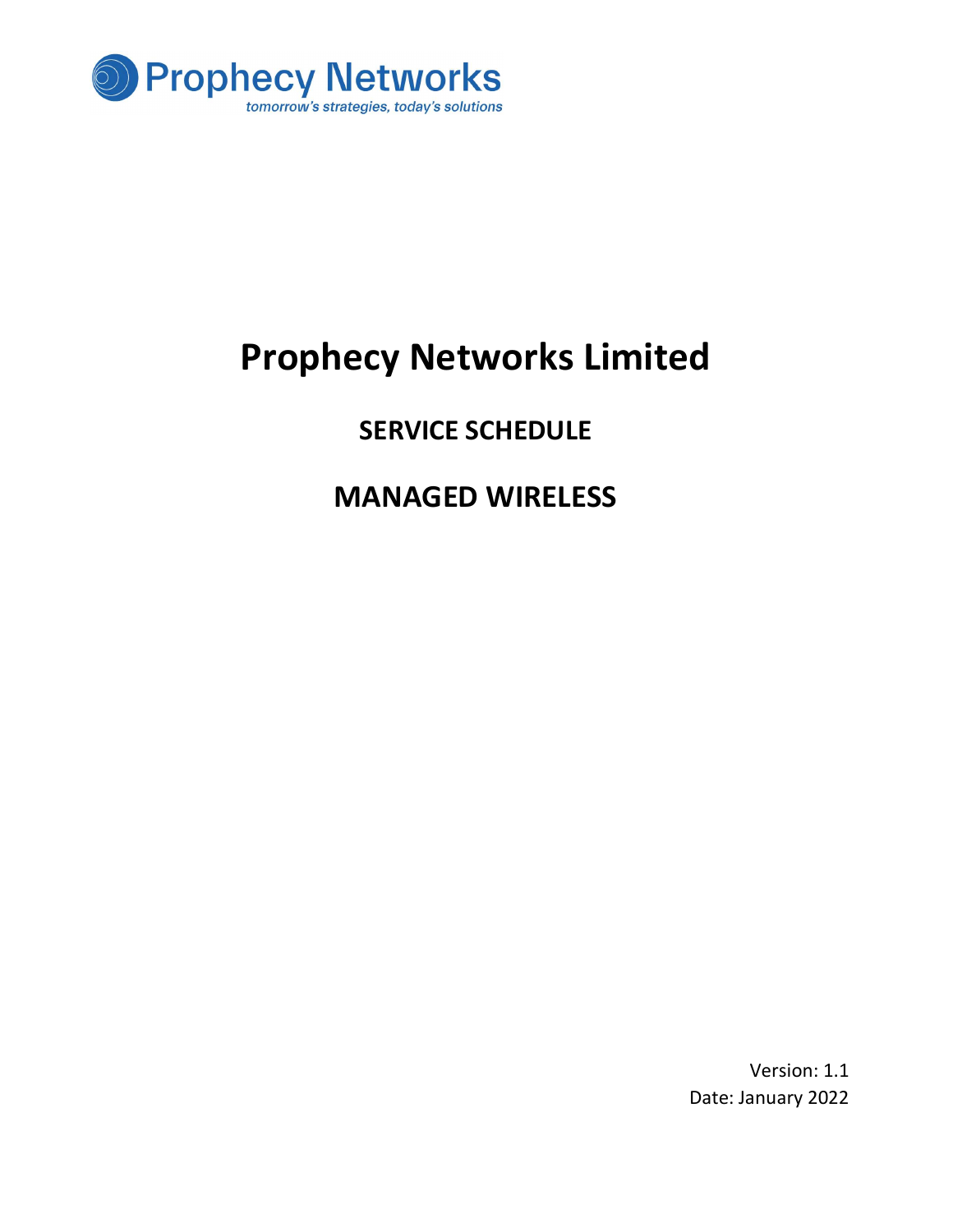Prophecy Networks

tomorrow's strategies, today's solutions

# Prophecy Networks Limited

## SERVICE SCHEDULE

## MANAGED WIRELESS

Version: 1.1

Date: January 2022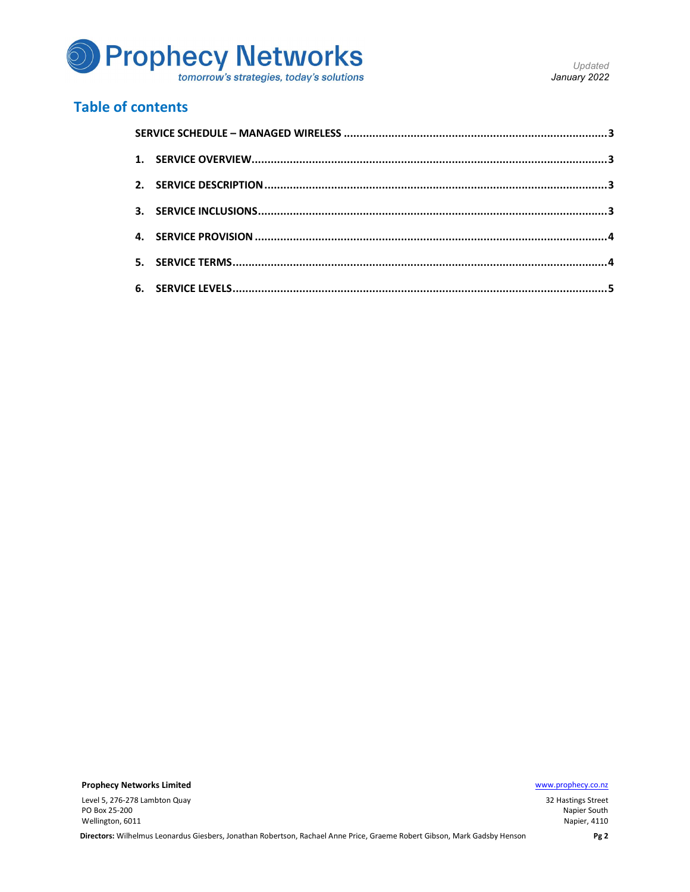## Table of contents

SERVICE SCHEDULE – MANAGED WIRELESS ........................................ 3

1. SERVICE OVERVIEW ........................................ 3
2. SERVICE DESCRIPTION ........................................ 3
3. SERVICE INCLUSIONS ........................................ 3
4. SERVICE PROVISION ........................................ 4
5. SERVICE TERMS ........................................ 4
6. SERVICE LEVELS ........................................ 5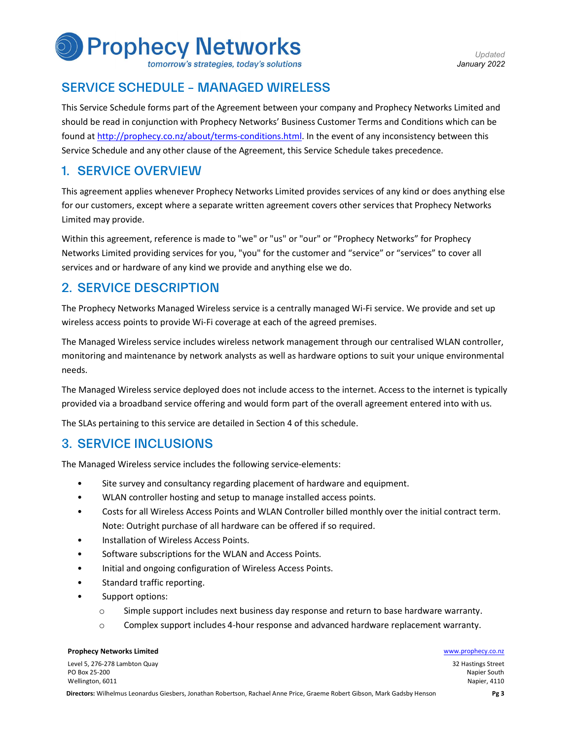## SERVICE SCHEDULE – MANAGED WIRELESS

This Service Schedule forms part of the Agreement between your company and Prophecy Networks Limited and should be read in conjunction with Prophecy Networks' Business Customer Terms and Conditions which can be found at http://prophecy.co.nz/about/terms-conditions.html. In the event of any inconsistency between this Service Schedule and any other clause of the Agreement, this Service Schedule takes precedence.

## 1. SERVICE OVERVIEW

This agreement applies whenever Prophecy Networks Limited provides services of any kind or does anything else for our customers, except where a separate written agreement covers other services that Prophecy Networks Limited may provide.

Within this agreement, reference is made to "we" or "us" or "our" or "Prophecy Networks" for Prophecy Networks Limited providing services for you, "you" for the customer and "service" or "services" to cover all services and or hardware of any kind we provide and anything else we do.

## 2. SERVICE DESCRIPTION

The Prophecy Networks Managed Wireless service is a centrally managed Wi-Fi service. We provide and set up wireless access points to provide Wi-Fi coverage at each of the agreed premises.

The Managed Wireless service includes wireless network management through our centralised WLAN controller, monitoring and maintenance by network analysts as well as hardware options to suit your unique environmental needs.

The Managed Wireless service deployed does not include access to the internet. Access to the internet is typically provided via a broadband service offering and would form part of the overall agreement entered into with us.

The SLAs pertaining to this service are detailed in Section 4 of this schedule.

## 3. SERVICE INCLUSIONS

The Managed Wireless service includes the following service-elements:

- Site survey and consultancy regarding placement of hardware and equipment.
- WLAN controller hosting and setup to manage installed access points.
- Costs for all Wireless Access Points and WLAN Controller billed monthly over the initial contract term. Note: Outright purchase of all hardware can be offered if so required.
- Installation of Wireless Access Points.
- Software subscriptions for the WLAN and Access Points.
- Initial and ongoing configuration of Wireless Access Points.
- Standard traffic reporting.
- Support options:
  - Simple support includes next business day response and return to base hardware warranty.
  - Complex support includes 4-hour response and advanced hardware replacement warranty.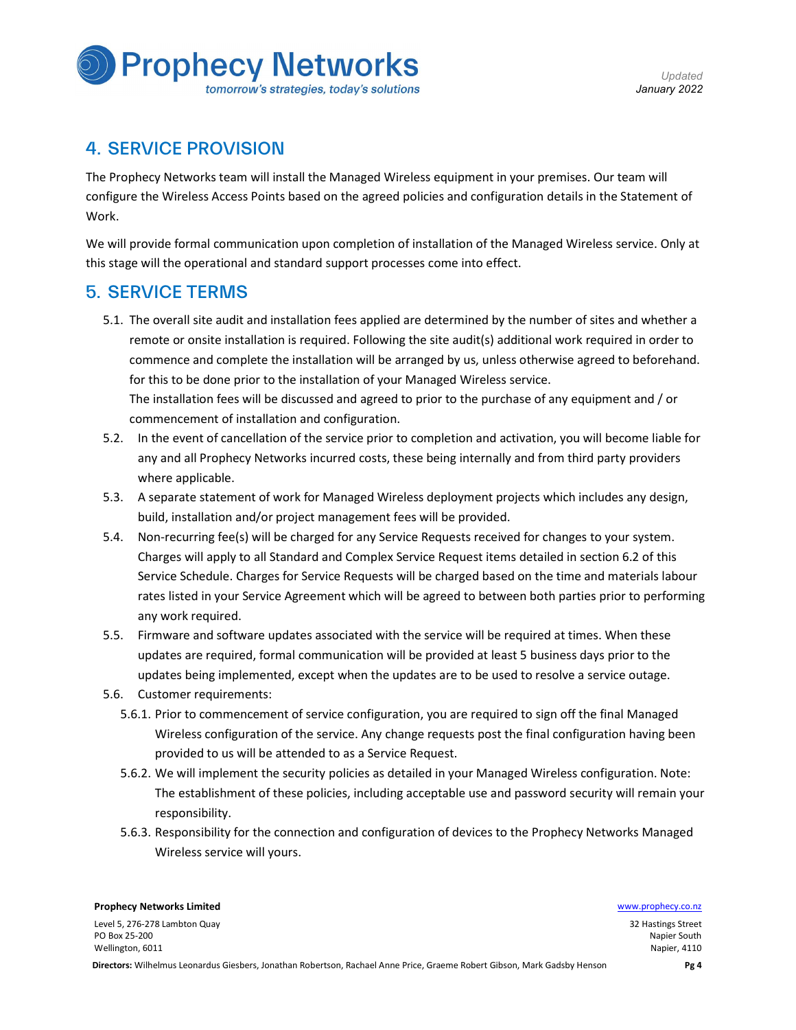## 4. SERVICE PROVISION

The Prophecy Networks team will install the Managed Wireless equipment in your premises. Our team will configure the Wireless Access Points based on the agreed policies and configuration details in the Statement of Work.

We will provide formal communication upon completion of installation of the Managed Wireless service. Only at this stage will the operational and standard support processes come into effect.

## 5. SERVICE TERMS

5.1. The overall site audit and installation fees applied are determined by the number of sites and whether a remote or onsite installation is required. Following the site audit(s) additional work required in order to commence and complete the installation will be arranged by us, unless otherwise agreed to beforehand. for this to be done prior to the installation of your Managed Wireless service.
The installation fees will be discussed and agreed to prior to the purchase of any equipment and / or commencement of installation and configuration.

5.2. In the event of cancellation of the service prior to completion and activation, you will become liable for any and all Prophecy Networks incurred costs, these being internally and from third party providers where applicable.

5.3. A separate statement of work for Managed Wireless deployment projects which includes any design, build, installation and/or project management fees will be provided.

5.4. Non-recurring fee(s) will be charged for any Service Requests received for changes to your system. Charges will apply to all Standard and Complex Service Request items detailed in section 6.2 of this Service Schedule. Charges for Service Requests will be charged based on the time and materials labour rates listed in your Service Agreement which will be agreed to between both parties prior to performing any work required.

5.5. Firmware and software updates associated with the service will be required at times. When these updates are required, formal communication will be provided at least 5 business days prior to the updates being implemented, except when the updates are to be used to resolve a service outage.

5.6. Customer requirements:

5.6.1. Prior to commencement of service configuration, you are required to sign off the final Managed Wireless configuration of the service. Any change requests post the final configuration having been provided to us will be attended to as a Service Request.

5.6.2. We will implement the security policies as detailed in your Managed Wireless configuration. Note: The establishment of these policies, including acceptable use and password security will remain your responsibility.

5.6.3. Responsibility for the connection and configuration of devices to the Prophecy Networks Managed Wireless service will yours.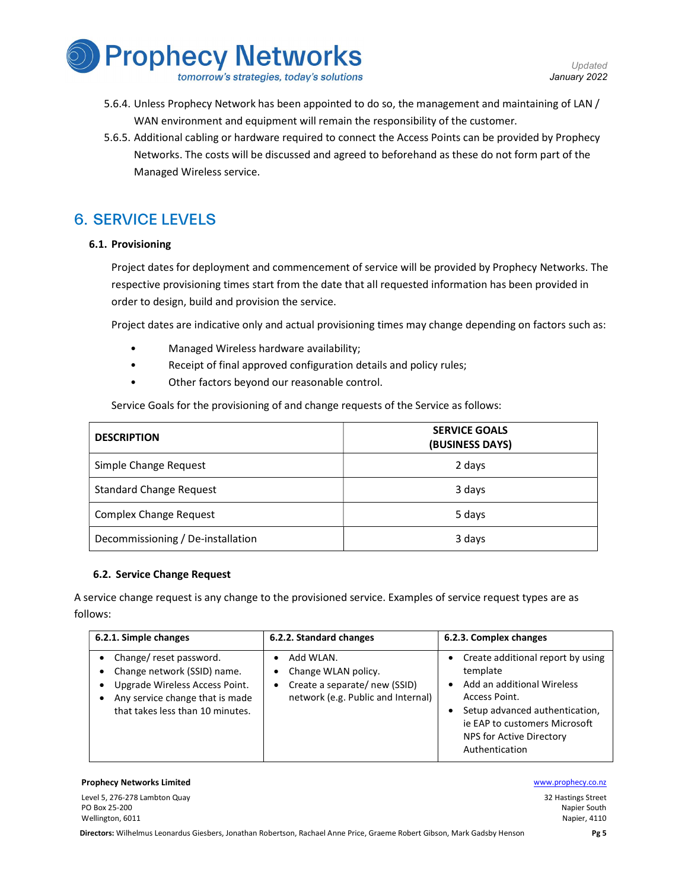5.6.4. Unless Prophecy Network has been appointed to do so, the management and maintaining of LAN / WAN environment and equipment will remain the responsibility of the customer.

5.6.5. Additional cabling or hardware required to connect the Access Points can be provided by Prophecy Networks. The costs will be discussed and agreed to beforehand as these do not form part of the Managed Wireless service.

# 6. SERVICE LEVELS

## 6.1. Provisioning

Project dates for deployment and commencement of service will be provided by Prophecy Networks. The respective provisioning times start from the date that all requested information has been provided in order to design, build and provision the service.

Project dates are indicative only and actual provisioning times may change depending on factors such as:

- Managed Wireless hardware availability;
- Receipt of final approved configuration details and policy rules;
- Other factors beyond our reasonable control.

Service Goals for the provisioning of and change requests of the Service as follows:

| DESCRIPTION | SERVICE GOALS (BUSINESS DAYS) |
|---|---|
| Simple Change Request | 2 days |
| Standard Change Request | 3 days |
| Complex Change Request | 5 days |
| Decommissioning / De-installation | 3 days |

## 6.2. Service Change Request

A service change request is any change to the provisioned service. Examples of service request types are as follows:

| 6.2.1. Simple changes | 6.2.2. Standard changes | 6.2.3. Complex changes |
|---|---|---|
| • Change/ reset password.<br>• Change network (SSID) name.<br>• Upgrade Wireless Access Point.<br>• Any service change that is made that takes less than 10 minutes. | • Add WLAN.<br>• Change WLAN policy.<br>• Create a separate/ new (SSID) network (e.g. Public and Internal) | • Create additional report by using template<br>• Add an additional Wireless Access Point.<br>• Setup advanced authentication, ie EAP to customers Microsoft NPS for Active Directory Authentication |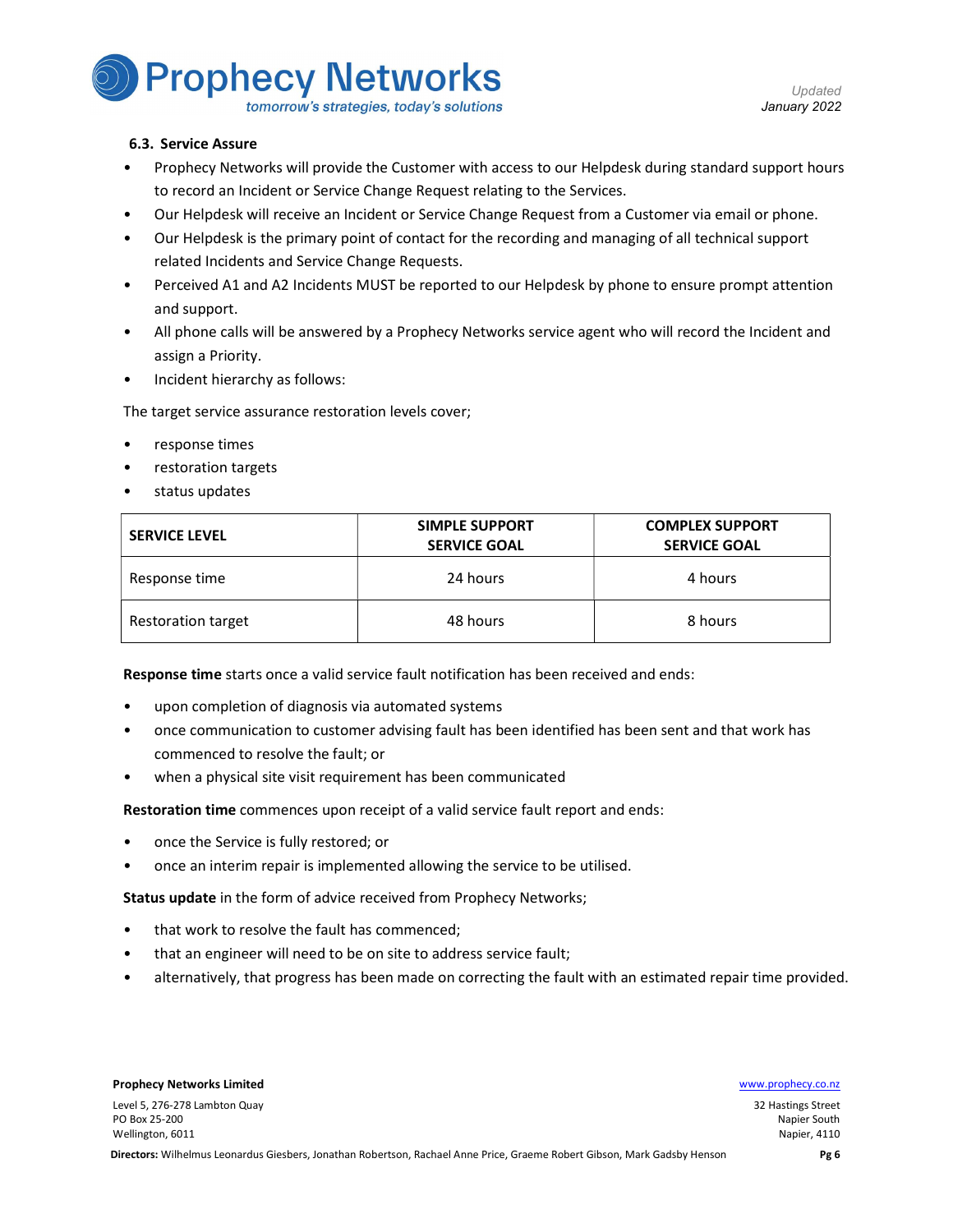### 6.3. Service Assure

- Prophecy Networks will provide the Customer with access to our Helpdesk during standard support hours to record an Incident or Service Change Request relating to the Services.
- Our Helpdesk will receive an Incident or Service Change Request from a Customer via email or phone.
- Our Helpdesk is the primary point of contact for the recording and managing of all technical support related Incidents and Service Change Requests.
- Perceived A1 and A2 Incidents MUST be reported to our Helpdesk by phone to ensure prompt attention and support.
- All phone calls will be answered by a Prophecy Networks service agent who will record the Incident and assign a Priority.
- Incident hierarchy as follows:

The target service assurance restoration levels cover;

- response times
- restoration targets
- status updates

| SERVICE LEVEL | SIMPLE SUPPORT SERVICE GOAL | COMPLEX SUPPORT SERVICE GOAL |
|---|---|---|
| Response time | 24 hours | 4 hours |
| Restoration target | 48 hours | 8 hours |

**Response time** starts once a valid service fault notification has been received and ends:

- upon completion of diagnosis via automated systems
- once communication to customer advising fault has been identified has been sent and that work has commenced to resolve the fault; or
- when a physical site visit requirement has been communicated

**Restoration time** commences upon receipt of a valid service fault report and ends:

- once the Service is fully restored; or
- once an interim repair is implemented allowing the service to be utilised.

**Status update** in the form of advice received from Prophecy Networks;

- that work to resolve the fault has commenced;
- that an engineer will need to be on site to address service fault;
- alternatively, that progress has been made on correcting the fault with an estimated repair time provided.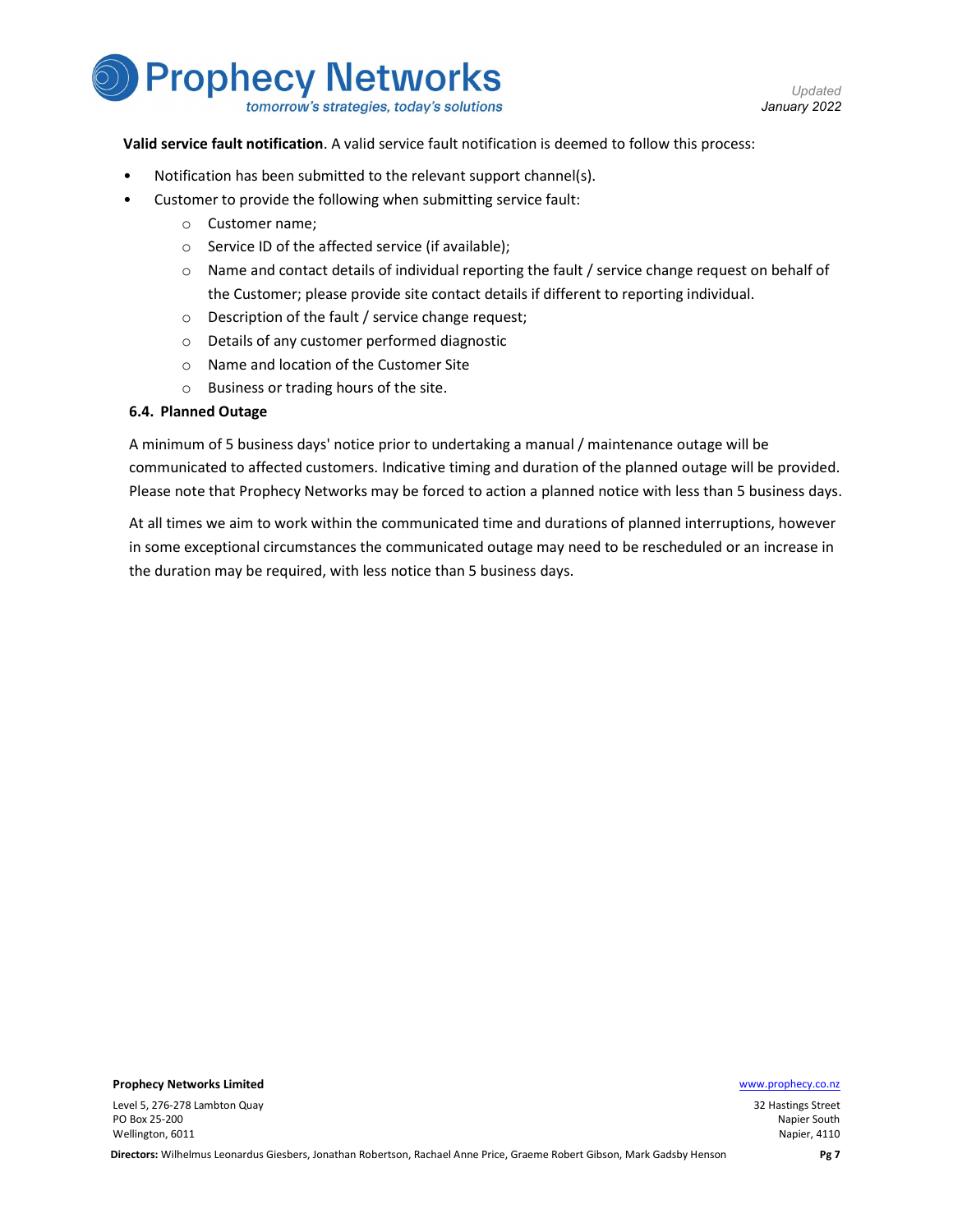**Valid service fault notification**. A valid service fault notification is deemed to follow this process:

- Notification has been submitted to the relevant support channel(s).
- Customer to provide the following when submitting service fault:
    - Customer name;
    - Service ID of the affected service (if available);
    - Name and contact details of individual reporting the fault / service change request on behalf of the Customer; please provide site contact details if different to reporting individual.
    - Description of the fault / service change request;
    - Details of any customer performed diagnostic
    - Name and location of the Customer Site
    - Business or trading hours of the site.

### 6.4. Planned Outage

A minimum of 5 business days' notice prior to undertaking a manual / maintenance outage will be communicated to affected customers. Indicative timing and duration of the planned outage will be provided. Please note that Prophecy Networks may be forced to action a planned notice with less than 5 business days.

At all times we aim to work within the communicated time and durations of planned interruptions, however in some exceptional circumstances the communicated outage may need to be rescheduled or an increase in the duration may be required, with less notice than 5 business days.